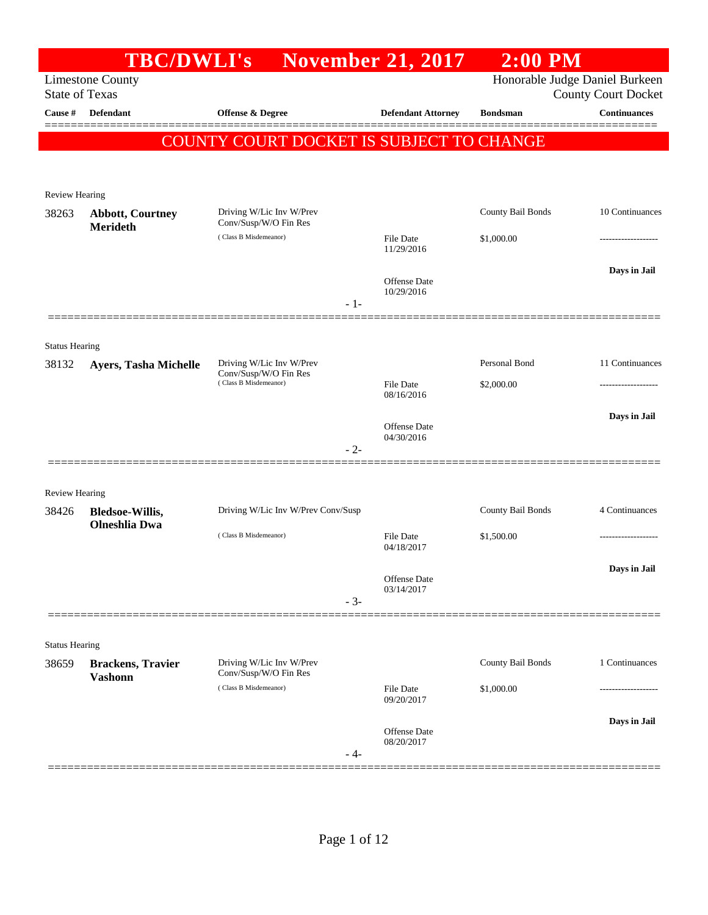# TBC/DWLI's November 21, 2017 2:00 PM

Limestone County
State of Texas

Honorable Judge Daniel Burkeen
County Court Docket

| Cause # | Defendant | Offense & Degree | Defendant Attorney | Bondsman | Continuances |
|---|---|---|---|---|---|

**COUNTY COURT DOCKET IS SUBJECT TO CHANGE**

Review Hearing

| Cause # | Defendant | Offense & Degree | Defendant Attorney | Bondsman | Continuances |
|---|---|---|---|---|---|
| 38263 | **Abbott, Courtney Merideth** | Driving W/Lic Inv W/Prev Conv/Susp/W/O Fin Res ( Class B Misdemeanor) | File Date 11/29/2016<br>Offense Date 10/29/2016 | County Bail Bonds<br>$1,000.00 | 10 Continuances<br>-------------------<br>**Days in Jail** |

- 1-

Status Hearing

| Cause # | Defendant | Offense & Degree | Defendant Attorney | Bondsman | Continuances |
|---|---|---|---|---|---|
| 38132 | **Ayers, Tasha Michelle** | Driving W/Lic Inv W/Prev Conv/Susp/W/O Fin Res ( Class B Misdemeanor) | File Date 08/16/2016<br>Offense Date 04/30/2016 | Personal Bond<br>$2,000.00 | 11 Continuances<br>-------------------<br>**Days in Jail** |

- 2-

Review Hearing

| Cause # | Defendant | Offense & Degree | Defendant Attorney | Bondsman | Continuances |
|---|---|---|---|---|---|
| 38426 | **Bledsoe-Willis, Olneshlia Dwa** | Driving W/Lic Inv W/Prev Conv/Susp ( Class B Misdemeanor) | File Date 04/18/2017<br>Offense Date 03/14/2017 | County Bail Bonds<br>$1,500.00 | 4 Continuances<br>-------------------<br>**Days in Jail** |

- 3-

Status Hearing

| Cause # | Defendant | Offense & Degree | Defendant Attorney | Bondsman | Continuances |
|---|---|---|---|---|---|
| 38659 | **Brackens, Travier Vashonn** | Driving W/Lic Inv W/Prev Conv/Susp/W/O Fin Res ( Class B Misdemeanor) | File Date 09/20/2017<br>Offense Date 08/20/2017 | County Bail Bonds<br>$1,000.00 | 1 Continuances<br>-------------------<br>**Days in Jail** |

- 4-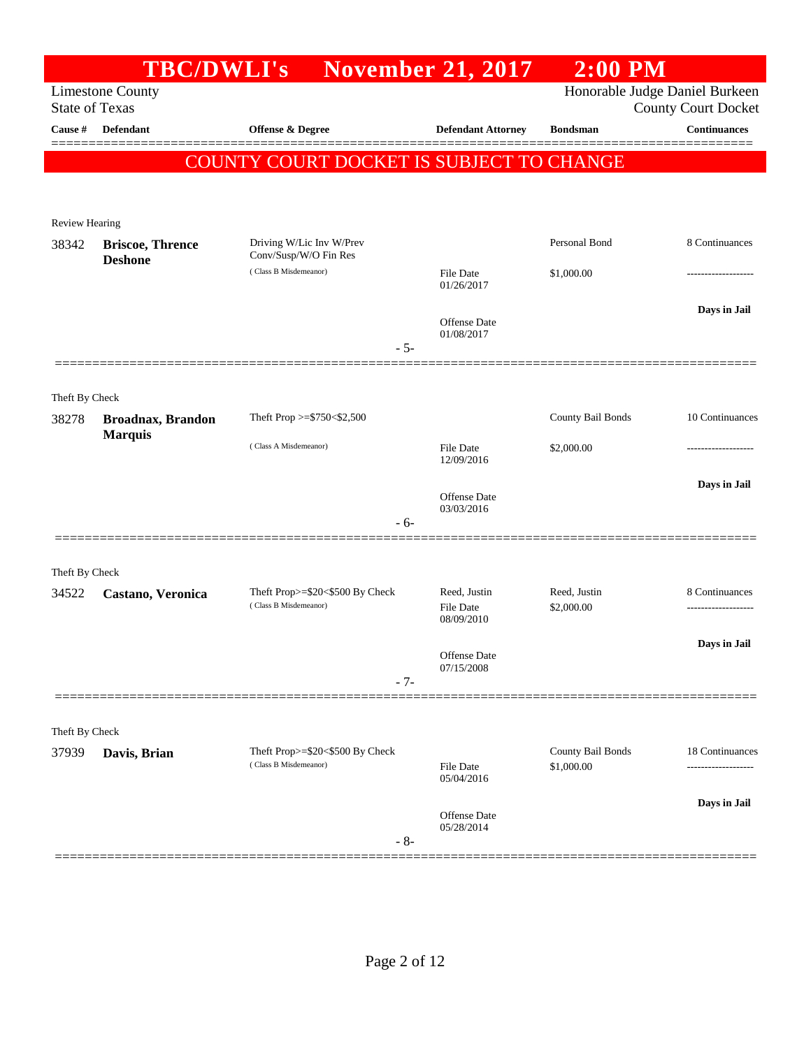# TBC/DWLI's November 21, 2017 2:00 PM

Limestone County
State of Texas

Honorable Judge Daniel Burkeen
County Court Docket

| Cause # | Defendant | Offense & Degree | Defendant Attorney | Bondsman | Continuances |
|---|---|---|---|---|---|

**COUNTY COURT DOCKET IS SUBJECT TO CHANGE**

Review Hearing

| Cause # | Defendant | Offense & Degree | Defendant Attorney | Bondsman | Continuances |
|---|---|---|---|---|---|
| 38342 | **Briscoe, Thrence Deshone** | Driving W/Lic Inv W/Prev Conv/Susp/W/O Fin Res ( Class B Misdemeanor) | File Date 01/26/2017 | Personal Bond $1,000.00 | 8 Continuances |
| | | | Offense Date 01/08/2017 | | Days in Jail |

- 5-

Theft By Check

| Cause # | Defendant | Offense & Degree | Defendant Attorney | Bondsman | Continuances |
|---|---|---|---|---|---|
| 38278 | **Broadnax, Brandon Marquis** | Theft Prop >=$750<$2,500 ( Class A Misdemeanor) | File Date 12/09/2016 | County Bail Bonds $2,000.00 | 10 Continuances |
| | | | Offense Date 03/03/2016 | | Days in Jail |

- 6-

Theft By Check

| Cause # | Defendant | Offense & Degree | Defendant Attorney | Bondsman | Continuances |
|---|---|---|---|---|---|
| 34522 | **Castano, Veronica** | Theft Prop>=$20<$500 By Check ( Class B Misdemeanor) | Reed, Justin File Date 08/09/2010 | Reed, Justin $2,000.00 | 8 Continuances |
| | | | Offense Date 07/15/2008 | | Days in Jail |

- 7-

Theft By Check

| Cause # | Defendant | Offense & Degree | Defendant Attorney | Bondsman | Continuances |
|---|---|---|---|---|---|
| 37939 | **Davis, Brian** | Theft Prop>=$20<$500 By Check ( Class B Misdemeanor) | File Date 05/04/2016 | County Bail Bonds $1,000.00 | 18 Continuances |
| | | | Offense Date 05/28/2014 | | Days in Jail |

- 8-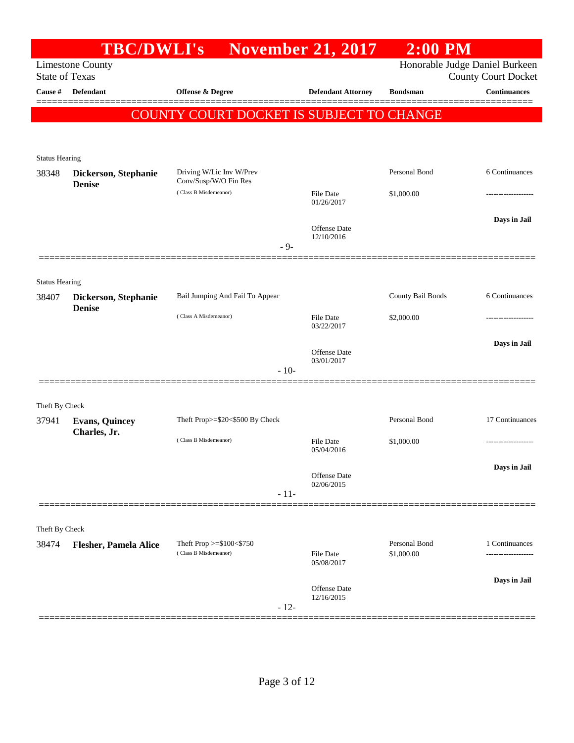# TBC/DWLI's November 21, 2017 2:00 PM

Limestone County
State of Texas

Honorable Judge Daniel Burkeen
County Court Docket

| Cause # | Defendant | Offense & Degree | Defendant Attorney | Bondsman | Continuances |
|---|---|---|---|---|---|

## COUNTY COURT DOCKET IS SUBJECT TO CHANGE

Status Hearing

| Cause # | Defendant | Offense & Degree | Defendant Attorney | Bondsman | Continuances |
|---|---|---|---|---|---|
| 38348 | **Dickerson, Stephanie Denise** | Driving W/Lic Inv W/Prev Conv/Susp/W/O Fin Res (Class B Misdemeanor) | File Date 01/26/2017 | Personal Bond $1,000.00 | 6 Continuances |
| | | | Offense Date 12/10/2016 | | **Days in Jail** |

- 9-

Status Hearing

| Cause # | Defendant | Offense & Degree | Defendant Attorney | Bondsman | Continuances |
|---|---|---|---|---|---|
| 38407 | **Dickerson, Stephanie Denise** | Bail Jumping And Fail To Appear (Class A Misdemeanor) | File Date 03/22/2017 | County Bail Bonds $2,000.00 | 6 Continuances |
| | | | Offense Date 03/01/2017 | | **Days in Jail** |

- 10-

Theft By Check

| Cause # | Defendant | Offense & Degree | Defendant Attorney | Bondsman | Continuances |
|---|---|---|---|---|---|
| 37941 | **Evans, Quincey Charles, Jr.** | Theft Prop>=$20<$500 By Check (Class B Misdemeanor) | File Date 05/04/2016 | Personal Bond $1,000.00 | 17 Continuances |
| | | | Offense Date 02/06/2015 | | **Days in Jail** |

- 11-

Theft By Check

| Cause # | Defendant | Offense & Degree | Defendant Attorney | Bondsman | Continuances |
|---|---|---|---|---|---|
| 38474 | **Flesher, Pamela Alice** | Theft Prop >=$100<$750 (Class B Misdemeanor) | File Date 05/08/2017 | Personal Bond $1,000.00 | 1 Continuances |
| | | | Offense Date 12/16/2015 | | **Days in Jail** |

- 12-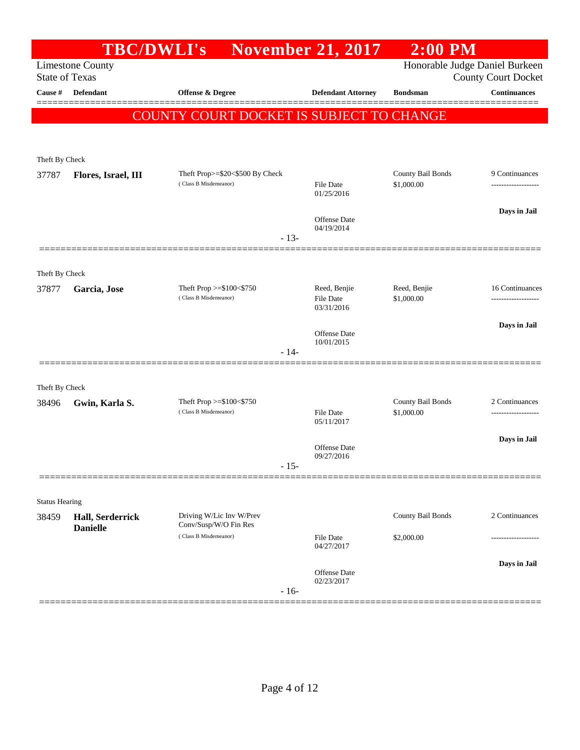# TBC/DWLI's November 21, 2017 2:00 PM

Limestone County
State of Texas

Honorable Judge Daniel Burkeen
County Court Docket

| Cause # | Defendant | Offense & Degree | Defendant Attorney | Bondsman | Continuances |
|---|---|---|---|---|---|

**COUNTY COURT DOCKET IS SUBJECT TO CHANGE**

Theft By Check

| Cause # | Defendant | Offense & Degree | Defendant Attorney | Bondsman | Continuances |
|---|---|---|---|---|---|
| 37787 | **Flores, Israel, III** | Theft Prop>=$20<$500 By Check (Class B Misdemeanor) | File Date 01/25/2016; Offense Date 04/19/2014 | County Bail Bonds $1,000.00 | 9 Continuances; **Days in Jail** |

- 13-

Theft By Check

| Cause # | Defendant | Offense & Degree | Defendant Attorney | Bondsman | Continuances |
|---|---|---|---|---|---|
| 37877 | **Garcia, Jose** | Theft Prop >=$100<$750 (Class B Misdemeanor) | Reed, Benjie; File Date 03/31/2016; Offense Date 10/01/2015 | Reed, Benjie $1,000.00 | 16 Continuances; **Days in Jail** |

- 14-

Theft By Check

| Cause # | Defendant | Offense & Degree | Defendant Attorney | Bondsman | Continuances |
|---|---|---|---|---|---|
| 38496 | **Gwin, Karla S.** | Theft Prop >=$100<$750 (Class B Misdemeanor) | File Date 05/11/2017; Offense Date 09/27/2016 | County Bail Bonds $1,000.00 | 2 Continuances; **Days in Jail** |

- 15-

Status Hearing

| Cause # | Defendant | Offense & Degree | Defendant Attorney | Bondsman | Continuances |
|---|---|---|---|---|---|
| 38459 | **Hall, Serderrick Danielle** | Driving W/Lic Inv W/Prev Conv/Susp/W/O Fin Res (Class B Misdemeanor) | File Date 04/27/2017; Offense Date 02/23/2017 | County Bail Bonds $2,000.00 | 2 Continuances; **Days in Jail** |

- 16-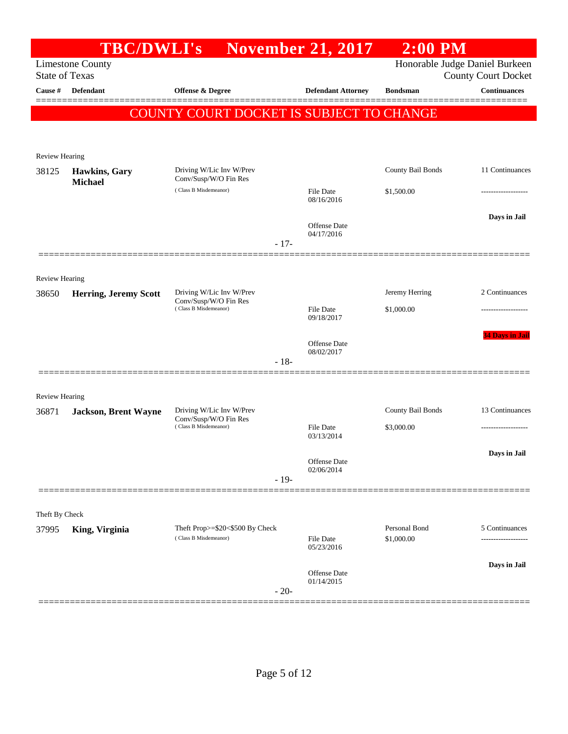# TBC/DWLI's November 21, 2017 2:00 PM

Limestone County
State of Texas

Honorable Judge Daniel Burkeen
County Court Docket

| Cause # | Defendant | Offense & Degree | Defendant Attorney | Bondsman | Continuances |
|---|---|---|---|---|---|

**COUNTY COURT DOCKET IS SUBJECT TO CHANGE**

Review Hearing

| Cause # | Defendant | Offense & Degree | Defendant Attorney | Bondsman | Continuances |
|---|---|---|---|---|---|
| 38125 | **Hawkins, Gary Michael** | Driving W/Lic Inv W/Prev Conv/Susp/W/O Fin Res (Class B Misdemeanor) | File Date 08/16/2016; Offense Date 04/17/2016 | County Bail Bonds $1,500.00 | 11 Continuances; Days in Jail |

- 17-

Review Hearing

| Cause # | Defendant | Offense & Degree | Defendant Attorney | Bondsman | Continuances |
|---|---|---|---|---|---|
| 38650 | **Herring, Jeremy Scott** | Driving W/Lic Inv W/Prev Conv/Susp/W/O Fin Res (Class B Misdemeanor) | File Date 09/18/2017; Offense Date 08/02/2017 | Jeremy Herring $1,000.00 | 2 Continuances; 34 Days in Jail |

- 18-

Review Hearing

| Cause # | Defendant | Offense & Degree | Defendant Attorney | Bondsman | Continuances |
|---|---|---|---|---|---|
| 36871 | **Jackson, Brent Wayne** | Driving W/Lic Inv W/Prev Conv/Susp/W/O Fin Res (Class B Misdemeanor) | File Date 03/13/2014; Offense Date 02/06/2014 | County Bail Bonds $3,000.00 | 13 Continuances; Days in Jail |

- 19-

Theft By Check

| Cause # | Defendant | Offense & Degree | Defendant Attorney | Bondsman | Continuances |
|---|---|---|---|---|---|
| 37995 | **King, Virginia** | Theft Prop>=$20<$500 By Check (Class B Misdemeanor) | File Date 05/23/2016; Offense Date 01/14/2015 | Personal Bond $1,000.00 | 5 Continuances; Days in Jail |

- 20-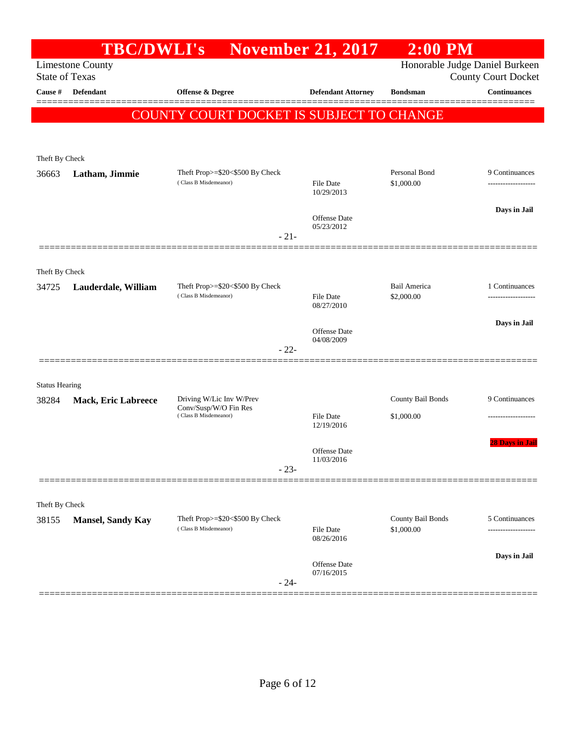# TBC/DWLI's November 21, 2017 2:00 PM

Limestone County
State of Texas

Honorable Judge Daniel Burkeen
County Court Docket

| Cause # | Defendant | Offense & Degree | Defendant Attorney | Bondsman | Continuances |
|---|---|---|---|---|---|

**COUNTY COURT DOCKET IS SUBJECT TO CHANGE**

---

Theft By Check

| Cause # | Defendant | Offense & Degree | Defendant Attorney | Bondsman | Continuances |
|---|---|---|---|---|---|
| 36663 | **Latham, Jimmie** | Theft Prop>=$20<$500 By Check (Class B Misdemeanor) | File Date 10/29/2013<br>Offense Date 05/23/2012 | Personal Bond<br>$1,000.00 | 9 Continuances<br>-------------------<br>**Days in Jail** |

- 21-

---

Theft By Check

| Cause # | Defendant | Offense & Degree | Defendant Attorney | Bondsman | Continuances |
|---|---|---|---|---|---|
| 34725 | **Lauderdale, William** | Theft Prop>=$20<$500 By Check (Class B Misdemeanor) | File Date 08/27/2010<br>Offense Date 04/08/2009 | Bail America<br>$2,000.00 | 1 Continuances<br>-------------------<br>**Days in Jail** |

- 22-

---

Status Hearing

| Cause # | Defendant | Offense & Degree | Defendant Attorney | Bondsman | Continuances |
|---|---|---|---|---|---|
| 38284 | **Mack, Eric Labreece** | Driving W/Lic Inv W/Prev Conv/Susp/W/O Fin Res (Class B Misdemeanor) | File Date 12/19/2016<br>Offense Date 11/03/2016 | County Bail Bonds<br>$1,000.00 | 9 Continuances<br>-------------------<br>**28 Days in Jail** |

- 23-

---

Theft By Check

| Cause # | Defendant | Offense & Degree | Defendant Attorney | Bondsman | Continuances |
|---|---|---|---|---|---|
| 38155 | **Mansel, Sandy Kay** | Theft Prop>=$20<$500 By Check (Class B Misdemeanor) | File Date 08/26/2016<br>Offense Date 07/16/2015 | County Bail Bonds<br>$1,000.00 | 5 Continuances<br>-------------------<br>**Days in Jail** |

- 24-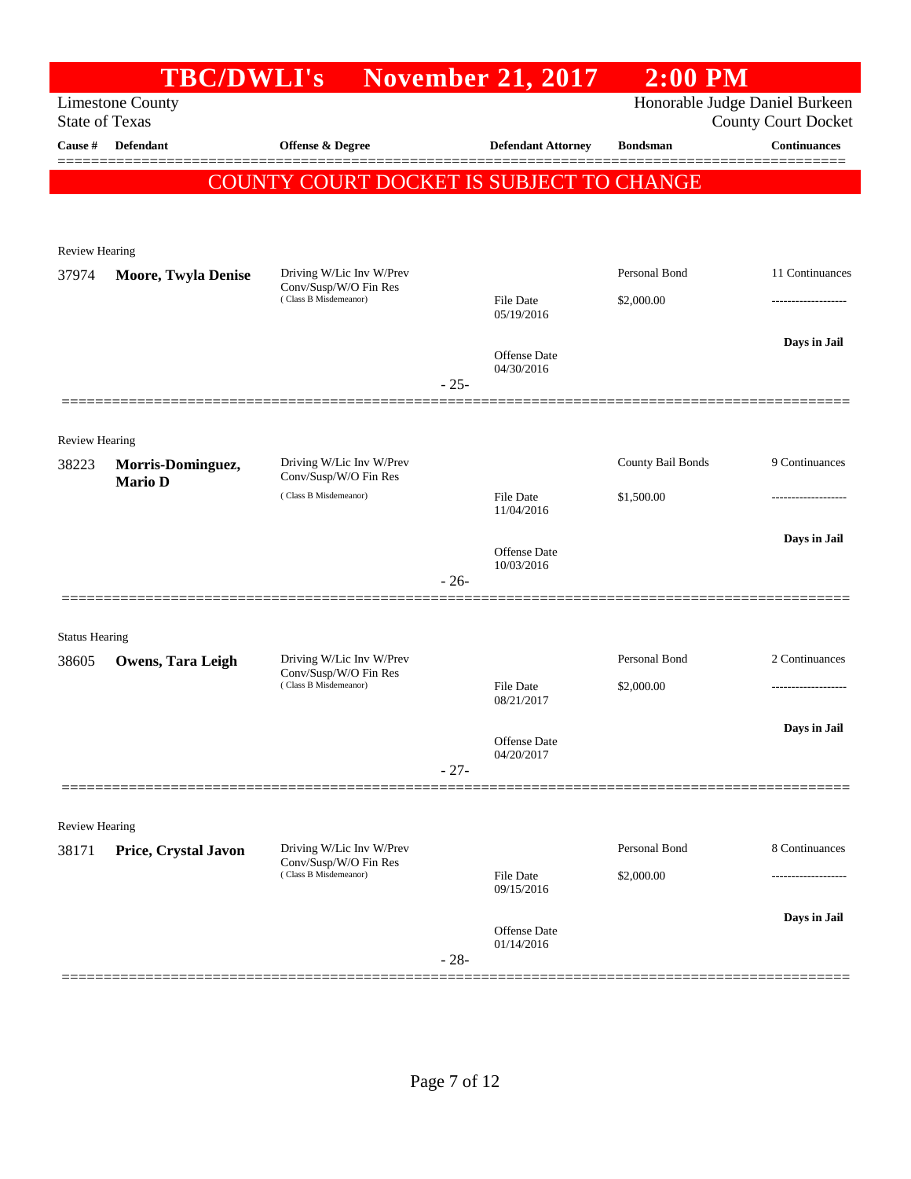# TBC/DWLI's November 21, 2017 2:00 PM

Limestone County
State of Texas

Honorable Judge Daniel Burkeen
County Court Docket

| Cause # | Defendant | Offense & Degree | Defendant Attorney | Bondsman | Continuances |
|---|---|---|---|---|---|

**COUNTY COURT DOCKET IS SUBJECT TO CHANGE**

Review Hearing

| Cause # | Defendant | Offense & Degree | Defendant Attorney | Bondsman | Continuances |
|---|---|---|---|---|---|
| 37974 | **Moore, Twyla Denise** | Driving W/Lic Inv W/Prev Conv/Susp/W/O Fin Res (Class B Misdemeanor) | File Date 05/19/2016<br>Offense Date 04/30/2016 | Personal Bond<br>$2,000.00 | 11 Continuances<br>------------------<br>**Days in Jail** |

- 25-

Review Hearing

| Cause # | Defendant | Offense & Degree | Defendant Attorney | Bondsman | Continuances |
|---|---|---|---|---|---|
| 38223 | **Morris-Dominguez, Mario D** | Driving W/Lic Inv W/Prev Conv/Susp/W/O Fin Res (Class B Misdemeanor) | File Date 11/04/2016<br>Offense Date 10/03/2016 | County Bail Bonds<br>$1,500.00 | 9 Continuances<br>------------------<br>**Days in Jail** |

- 26-

Status Hearing

| Cause # | Defendant | Offense & Degree | Defendant Attorney | Bondsman | Continuances |
|---|---|---|---|---|---|
| 38605 | **Owens, Tara Leigh** | Driving W/Lic Inv W/Prev Conv/Susp/W/O Fin Res (Class B Misdemeanor) | File Date 08/21/2017<br>Offense Date 04/20/2017 | Personal Bond<br>$2,000.00 | 2 Continuances<br>------------------<br>**Days in Jail** |

- 27-

Review Hearing

| Cause # | Defendant | Offense & Degree | Defendant Attorney | Bondsman | Continuances |
|---|---|---|---|---|---|
| 38171 | **Price, Crystal Javon** | Driving W/Lic Inv W/Prev Conv/Susp/W/O Fin Res (Class B Misdemeanor) | File Date 09/15/2016<br>Offense Date 01/14/2016 | Personal Bond<br>$2,000.00 | 8 Continuances<br>------------------<br>**Days in Jail** |

- 28-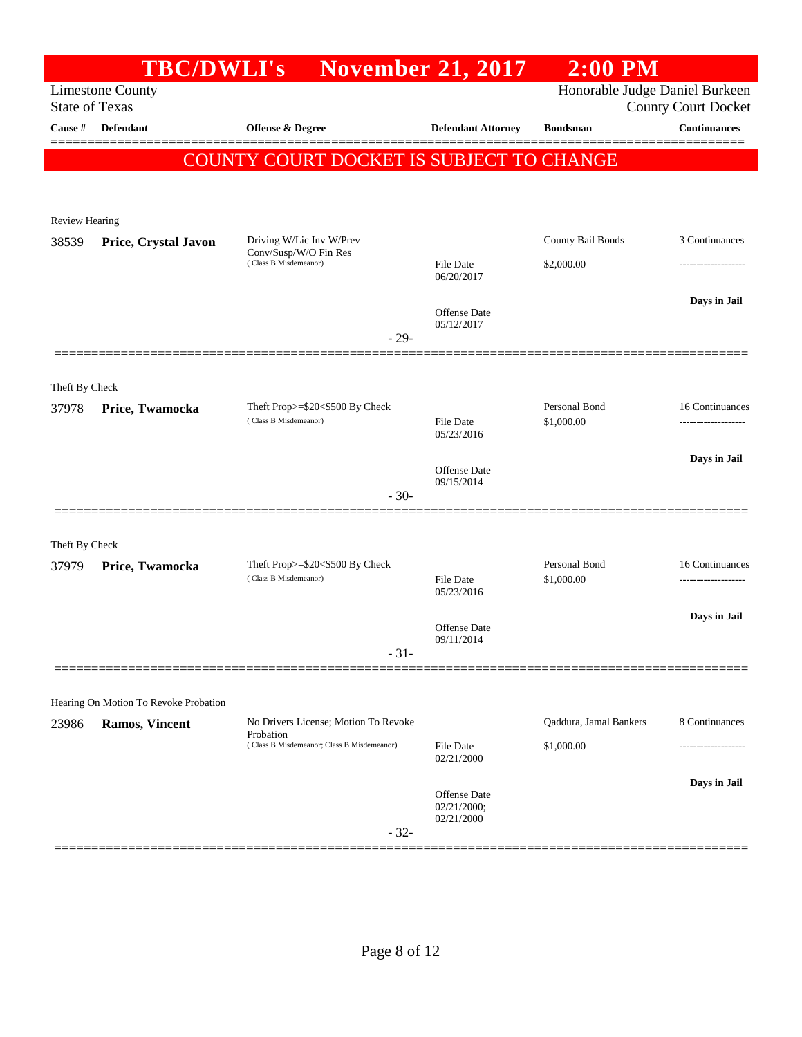# TBC/DWLI's November 21, 2017 2:00 PM

Limestone County
State of Texas

Honorable Judge Daniel Burkeen
County Court Docket

| Cause # | Defendant | Offense & Degree | Defendant Attorney | Bondsman | Continuances |
|---|---|---|---|---|---|

**COUNTY COURT DOCKET IS SUBJECT TO CHANGE**

---

Review Hearing

| Cause # | Defendant | Offense & Degree | Defendant Attorney | Bondsman | Continuances |
|---|---|---|---|---|---|
| 38539 | **Price, Crystal Javon** | Driving W/Lic Inv W/Prev Conv/Susp/W/O Fin Res (Class B Misdemeanor) | File Date 06/20/2017; Offense Date 05/12/2017 | County Bail Bonds $2,000.00 | 3 Continuances; Days in Jail |

-29-

---

Theft By Check

| Cause # | Defendant | Offense & Degree | Defendant Attorney | Bondsman | Continuances |
|---|---|---|---|---|---|
| 37978 | **Price, Twamocka** | Theft Prop>=$20<$500 By Check (Class B Misdemeanor) | File Date 05/23/2016; Offense Date 09/15/2014 | Personal Bond $1,000.00 | 16 Continuances; Days in Jail |

-30-

---

Theft By Check

| Cause # | Defendant | Offense & Degree | Defendant Attorney | Bondsman | Continuances |
|---|---|---|---|---|---|
| 37979 | **Price, Twamocka** | Theft Prop>=$20<$500 By Check (Class B Misdemeanor) | File Date 05/23/2016; Offense Date 09/11/2014 | Personal Bond $1,000.00 | 16 Continuances; Days in Jail |

-31-

---

Hearing On Motion To Revoke Probation

| Cause # | Defendant | Offense & Degree | Defendant Attorney | Bondsman | Continuances |
|---|---|---|---|---|---|
| 23986 | **Ramos, Vincent** | No Drivers License; Motion To Revoke Probation (Class B Misdemeanor; Class B Misdemeanor) | File Date 02/21/2000; Offense Date 02/21/2000; 02/21/2000 | Qaddura, Jamal Bankers $1,000.00 | 8 Continuances; Days in Jail |

-32-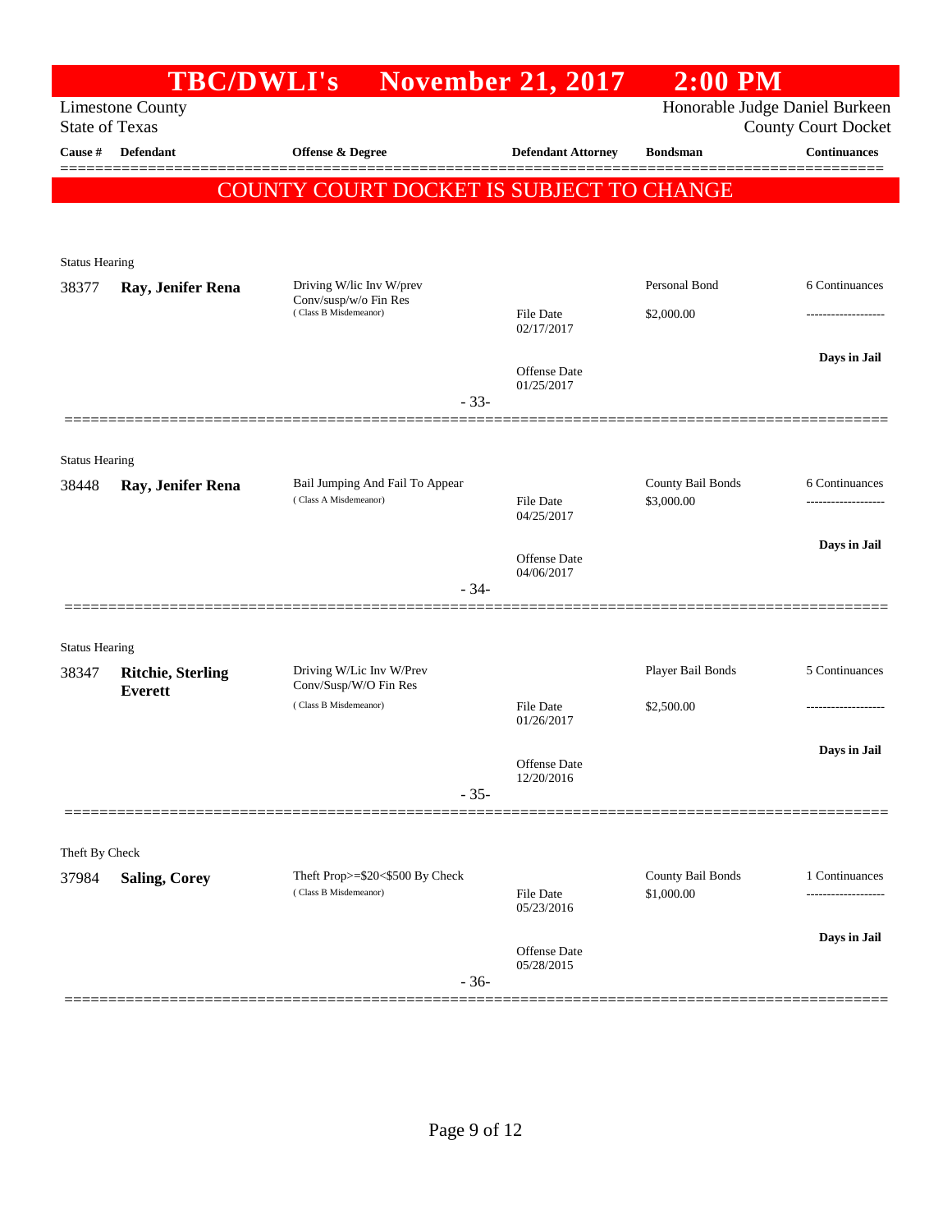# TBC/DWLI's November 21, 2017 2:00 PM

Limestone County
State of Texas

Honorable Judge Daniel Burkeen
County Court Docket

| Cause # | Defendant | Offense & Degree | Defendant Attorney | Bondsman | Continuances |
|---|---|---|---|---|---|

**COUNTY COURT DOCKET IS SUBJECT TO CHANGE**

---

Status Hearing

| Cause # | Defendant | Offense & Degree | Defendant Attorney | Bondsman | Continuances |
|---|---|---|---|---|---|
| 38377 | **Ray, Jenifer Rena** | Driving W/lic Inv W/prev Conv/susp/w/o Fin Res (Class B Misdemeanor) | File Date 02/17/2017 | Personal Bond $2,000.00 | 6 Continuances |
| | | | Offense Date 01/25/2017 | | Days in Jail |

- 33-

---

Status Hearing

| Cause # | Defendant | Offense & Degree | Defendant Attorney | Bondsman | Continuances |
|---|---|---|---|---|---|
| 38448 | **Ray, Jenifer Rena** | Bail Jumping And Fail To Appear (Class A Misdemeanor) | File Date 04/25/2017 | County Bail Bonds $3,000.00 | 6 Continuances |
| | | | Offense Date 04/06/2017 | | Days in Jail |

- 34-

---

Status Hearing

| Cause # | Defendant | Offense & Degree | Defendant Attorney | Bondsman | Continuances |
|---|---|---|---|---|---|
| 38347 | **Ritchie, Sterling Everett** | Driving W/Lic Inv W/Prev Conv/Susp/W/O Fin Res (Class B Misdemeanor) | File Date 01/26/2017 | Player Bail Bonds $2,500.00 | 5 Continuances |
| | | | Offense Date 12/20/2016 | | Days in Jail |

- 35-

---

Theft By Check

| Cause # | Defendant | Offense & Degree | Defendant Attorney | Bondsman | Continuances |
|---|---|---|---|---|---|
| 37984 | **Saling, Corey** | Theft Prop>=$20<$500 By Check (Class B Misdemeanor) | File Date 05/23/2016 | County Bail Bonds $1,000.00 | 1 Continuances |
| | | | Offense Date 05/28/2015 | | Days in Jail |

- 36-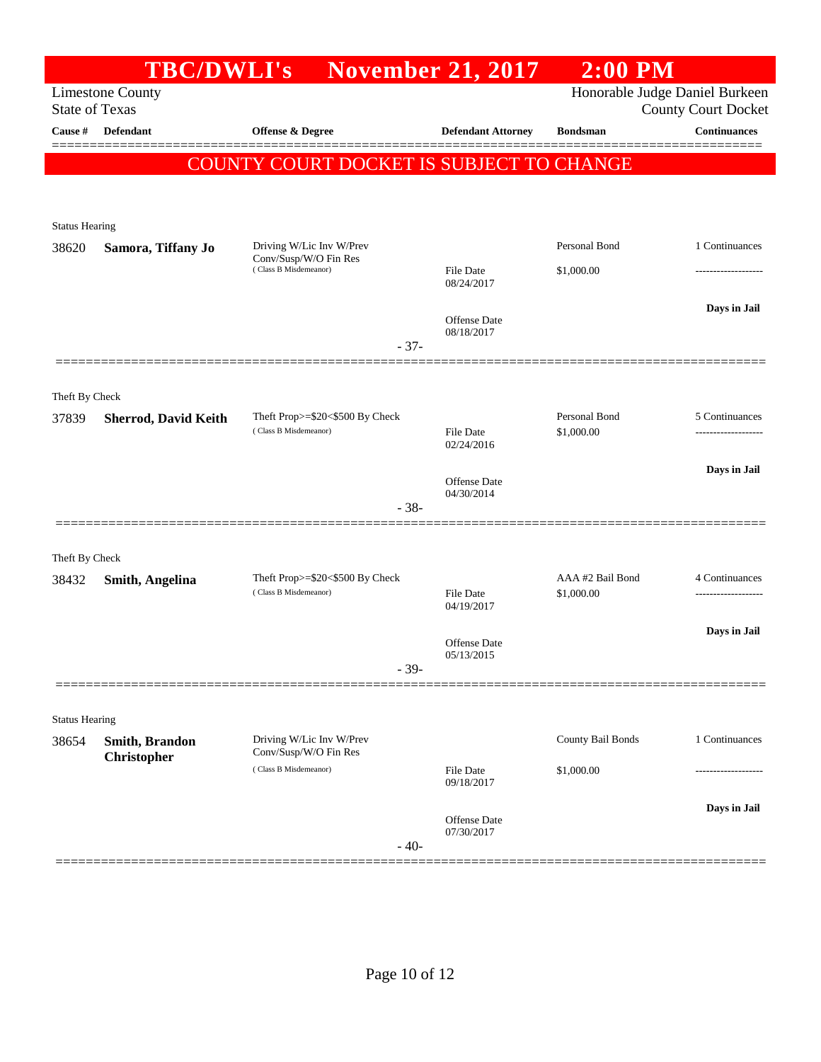# TBC/DWLI's November 21, 2017 2:00 PM

Limestone County
State of Texas

Honorable Judge Daniel Burkeen
County Court Docket

| Cause # | Defendant | Offense & Degree | Defendant Attorney | Bondsman | Continuances |
|---|---|---|---|---|---|

**COUNTY COURT DOCKET IS SUBJECT TO CHANGE**

Status Hearing

| Cause # | Defendant | Offense & Degree | Defendant Attorney | Bondsman | Continuances |
|---|---|---|---|---|---|
| 38620 | **Samora, Tiffany Jo** | Driving W/Lic Inv W/Prev Conv/Susp/W/O Fin Res (Class B Misdemeanor) | File Date 08/24/2017 | Personal Bond $1,000.00 | 1 Continuances |
| | | | Offense Date 08/18/2017 | | Days in Jail |

- 37-

Theft By Check

| Cause # | Defendant | Offense & Degree | Defendant Attorney | Bondsman | Continuances |
|---|---|---|---|---|---|
| 37839 | **Sherrod, David Keith** | Theft Prop>=$20<$500 By Check (Class B Misdemeanor) | File Date 02/24/2016 | Personal Bond $1,000.00 | 5 Continuances |
| | | | Offense Date 04/30/2014 | | Days in Jail |

- 38-

Theft By Check

| Cause # | Defendant | Offense & Degree | Defendant Attorney | Bondsman | Continuances |
|---|---|---|---|---|---|
| 38432 | **Smith, Angelina** | Theft Prop>=$20<$500 By Check (Class B Misdemeanor) | File Date 04/19/2017 | AAA #2 Bail Bond $1,000.00 | 4 Continuances |
| | | | Offense Date 05/13/2015 | | Days in Jail |

- 39-

Status Hearing

| Cause # | Defendant | Offense & Degree | Defendant Attorney | Bondsman | Continuances |
|---|---|---|---|---|---|
| 38654 | **Smith, Brandon Christopher** | Driving W/Lic Inv W/Prev Conv/Susp/W/O Fin Res (Class B Misdemeanor) | File Date 09/18/2017 | County Bail Bonds $1,000.00 | 1 Continuances |
| | | | Offense Date 07/30/2017 | | Days in Jail |

- 40-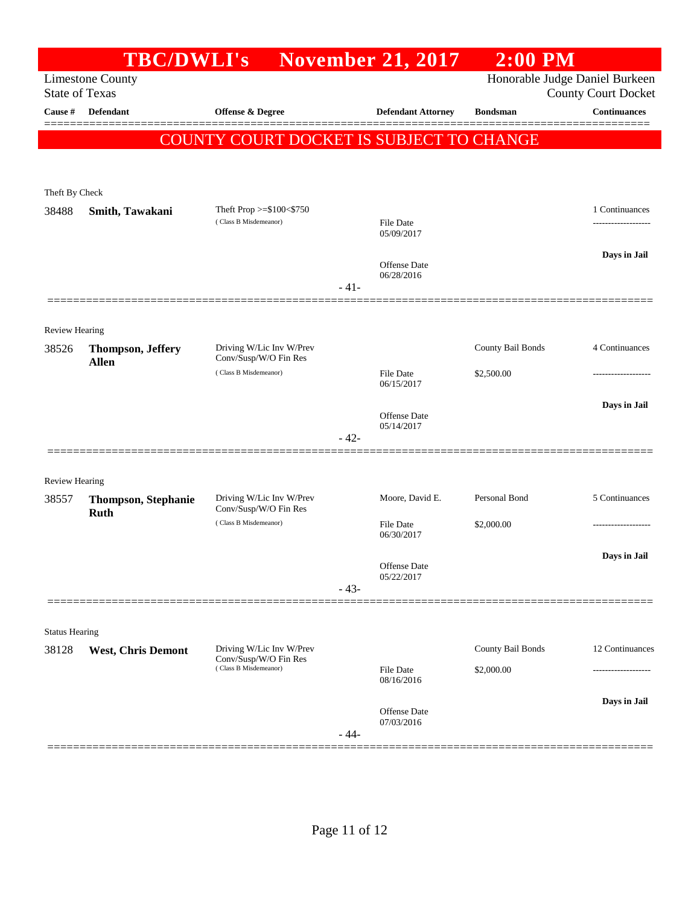# TBC/DWLI's November 21, 2017 2:00 PM

Limestone County
State of Texas

Honorable Judge Daniel Burkeen
County Court Docket

**COUNTY COURT DOCKET IS SUBJECT TO CHANGE**

| Cause # | Defendant | Offense & Degree | Defendant Attorney | Bondsman | Continuances |
|---|---|---|---|---|---|
| **Theft By Check** | | | | | |
| 38488 | **Smith, Tawakani** | Theft Prop >=$100<$750 (Class B Misdemeanor) | File Date 05/09/2017<br>Offense Date 06/28/2016 | | 1 Continuances<br>**Days in Jail** |
| - 41- | | | | | |
| **Review Hearing** | | | | | |
| 38526 | **Thompson, Jeffery Allen** | Driving W/Lic Inv W/Prev Conv/Susp/W/O Fin Res (Class B Misdemeanor) | File Date 06/15/2017<br>Offense Date 05/14/2017 | County Bail Bonds<br>$2,500.00 | 4 Continuances<br>**Days in Jail** |
| - 42- | | | | | |
| **Review Hearing** | | | | | |
| 38557 | **Thompson, Stephanie Ruth** | Driving W/Lic Inv W/Prev Conv/Susp/W/O Fin Res (Class B Misdemeanor) | Moore, David E.<br>File Date 06/30/2017<br>Offense Date 05/22/2017 | Personal Bond<br>$2,000.00 | 5 Continuances<br>**Days in Jail** |
| - 43- | | | | | |
| **Status Hearing** | | | | | |
| 38128 | **West, Chris Demont** | Driving W/Lic Inv W/Prev Conv/Susp/W/O Fin Res (Class B Misdemeanor) | File Date 08/16/2016<br>Offense Date 07/03/2016 | County Bail Bonds<br>$2,000.00 | 12 Continuances<br>**Days in Jail** |
| - 44- | | | | | |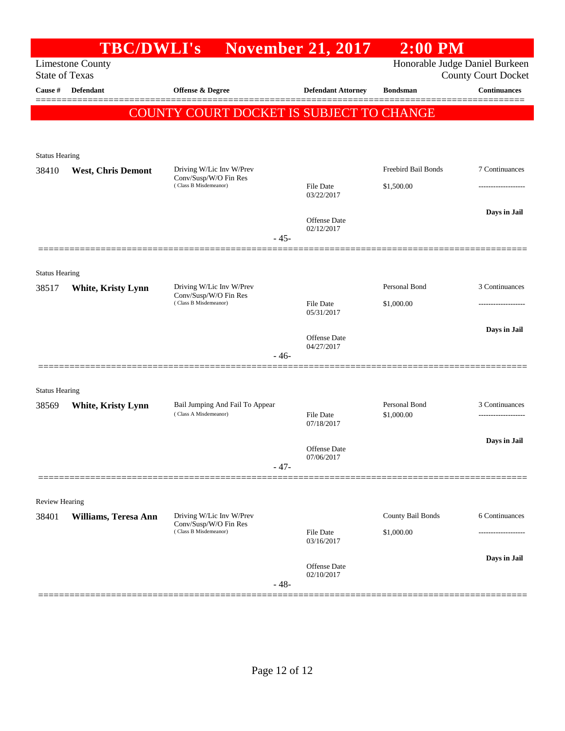# TBC/DWLI's November 21, 2017 2:00 PM

Limestone County
State of Texas

Honorable Judge Daniel Burkeen
County Court Docket

**COUNTY COURT DOCKET IS SUBJECT TO CHANGE**

| Cause # | Defendant | Offense & Degree | Defendant Attorney | Bondsman | Continuances |
|---|---|---|---|---|---|
| Status Hearing | | | | | |
| 38410 | **West, Chris Demont** | Driving W/Lic Inv W/Prev Conv/Susp/W/O Fin Res (Class B Misdemeanor) | File Date 03/22/2017; Offense Date 02/12/2017 | Freebird Bail Bonds $1,500.00 | 7 Continuances; Days in Jail |
| | | | - 45- | | |
| Status Hearing | | | | | |
| 38517 | **White, Kristy Lynn** | Driving W/Lic Inv W/Prev Conv/Susp/W/O Fin Res (Class B Misdemeanor) | File Date 05/31/2017; Offense Date 04/27/2017 | Personal Bond $1,000.00 | 3 Continuances; Days in Jail |
| | | | - 46- | | |
| Status Hearing | | | | | |
| 38569 | **White, Kristy Lynn** | Bail Jumping And Fail To Appear (Class A Misdemeanor) | File Date 07/18/2017; Offense Date 07/06/2017 | Personal Bond $1,000.00 | 3 Continuances; Days in Jail |
| | | | - 47- | | |
| Review Hearing | | | | | |
| 38401 | **Williams, Teresa Ann** | Driving W/Lic Inv W/Prev Conv/Susp/W/O Fin Res (Class B Misdemeanor) | File Date 03/16/2017; Offense Date 02/10/2017 | County Bail Bonds $1,000.00 | 6 Continuances; Days in Jail |
| | | | - 48- | | |